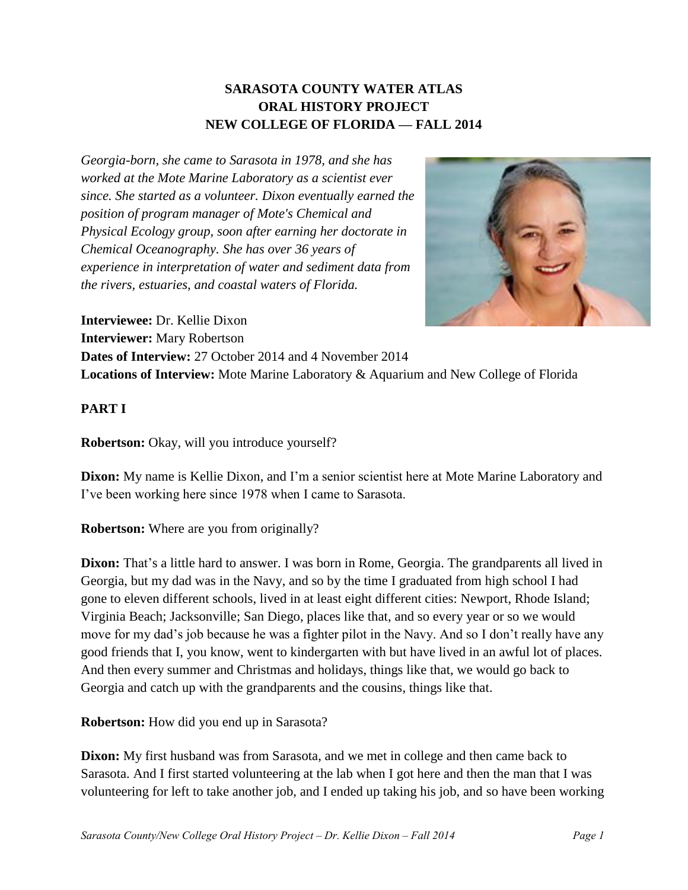# SARASOTA COUNTY WATER ATLAS
# ORAL HISTORY PROJECT
# NEW COLLEGE OF FLORIDA — FALL 2014

*Georgia-born, she came to Sarasota in 1978, and she has worked at the Mote Marine Laboratory as a scientist ever since. She started as a volunteer. Dixon eventually earned the position of program manager of Mote's Chemical and Physical Ecology group, soon after earning her doctorate in Chemical Oceanography. She has over 36 years of experience in interpretation of water and sediment data from the rivers, estuaries, and coastal waters of Florida.*

**Interviewee:** Dr. Kellie Dixon
**Interviewer:** Mary Robertson
**Dates of Interview:** 27 October 2014 and 4 November 2014
**Locations of Interview:** Mote Marine Laboratory & Aquarium and New College of Florida

## PART I

**Robertson:** Okay, will you introduce yourself?

**Dixon:** My name is Kellie Dixon, and I'm a senior scientist here at Mote Marine Laboratory and I've been working here since 1978 when I came to Sarasota.

**Robertson:** Where are you from originally?

**Dixon:** That's a little hard to answer. I was born in Rome, Georgia. The grandparents all lived in Georgia, but my dad was in the Navy, and so by the time I graduated from high school I had gone to eleven different schools, lived in at least eight different cities: Newport, Rhode Island; Virginia Beach; Jacksonville; San Diego, places like that, and so every year or so we would move for my dad's job because he was a fighter pilot in the Navy. And so I don't really have any good friends that I, you know, went to kindergarten with but have lived in an awful lot of places. And then every summer and Christmas and holidays, things like that, we would go back to Georgia and catch up with the grandparents and the cousins, things like that.

**Robertson:** How did you end up in Sarasota?

**Dixon:** My first husband was from Sarasota, and we met in college and then came back to Sarasota. And I first started volunteering at the lab when I got here and then the man that I was volunteering for left to take another job, and I ended up taking his job, and so have been working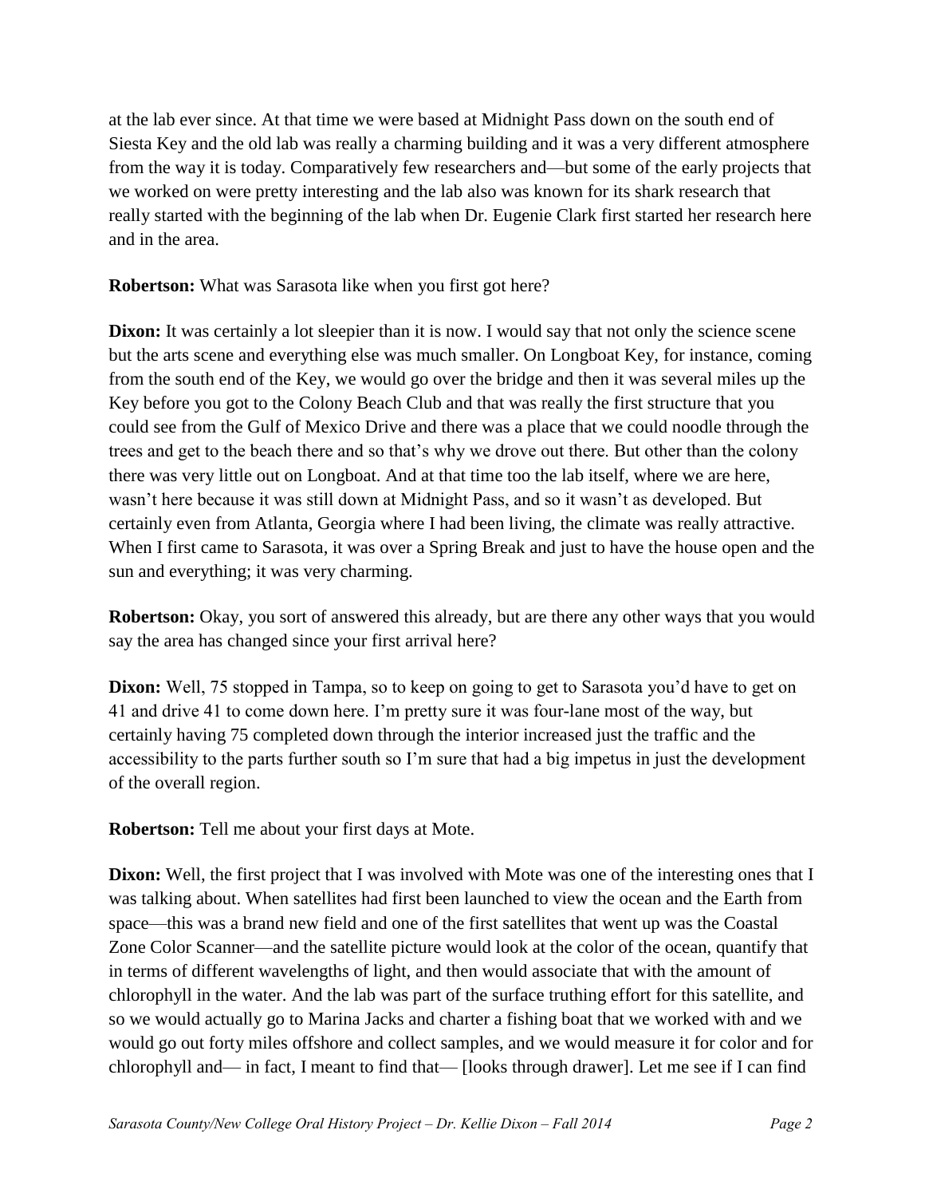at the lab ever since. At that time we were based at Midnight Pass down on the south end of Siesta Key and the old lab was really a charming building and it was a very different atmosphere from the way it is today. Comparatively few researchers and—but some of the early projects that we worked on were pretty interesting and the lab also was known for its shark research that really started with the beginning of the lab when Dr. Eugenie Clark first started her research here and in the area.

**Robertson:** What was Sarasota like when you first got here?

**Dixon:** It was certainly a lot sleepier than it is now. I would say that not only the science scene but the arts scene and everything else was much smaller. On Longboat Key, for instance, coming from the south end of the Key, we would go over the bridge and then it was several miles up the Key before you got to the Colony Beach Club and that was really the first structure that you could see from the Gulf of Mexico Drive and there was a place that we could noodle through the trees and get to the beach there and so that's why we drove out there. But other than the colony there was very little out on Longboat. And at that time too the lab itself, where we are here, wasn't here because it was still down at Midnight Pass, and so it wasn't as developed. But certainly even from Atlanta, Georgia where I had been living, the climate was really attractive. When I first came to Sarasota, it was over a Spring Break and just to have the house open and the sun and everything; it was very charming.

**Robertson:** Okay, you sort of answered this already, but are there any other ways that you would say the area has changed since your first arrival here?

**Dixon:** Well, 75 stopped in Tampa, so to keep on going to get to Sarasota you'd have to get on 41 and drive 41 to come down here. I'm pretty sure it was four-lane most of the way, but certainly having 75 completed down through the interior increased just the traffic and the accessibility to the parts further south so I'm sure that had a big impetus in just the development of the overall region.

**Robertson:** Tell me about your first days at Mote.

**Dixon:** Well, the first project that I was involved with Mote was one of the interesting ones that I was talking about. When satellites had first been launched to view the ocean and the Earth from space—this was a brand new field and one of the first satellites that went up was the Coastal Zone Color Scanner—and the satellite picture would look at the color of the ocean, quantify that in terms of different wavelengths of light, and then would associate that with the amount of chlorophyll in the water. And the lab was part of the surface truthing effort for this satellite, and so we would actually go to Marina Jacks and charter a fishing boat that we worked with and we would go out forty miles offshore and collect samples, and we would measure it for color and for chlorophyll and— in fact, I meant to find that— [looks through drawer]. Let me see if I can find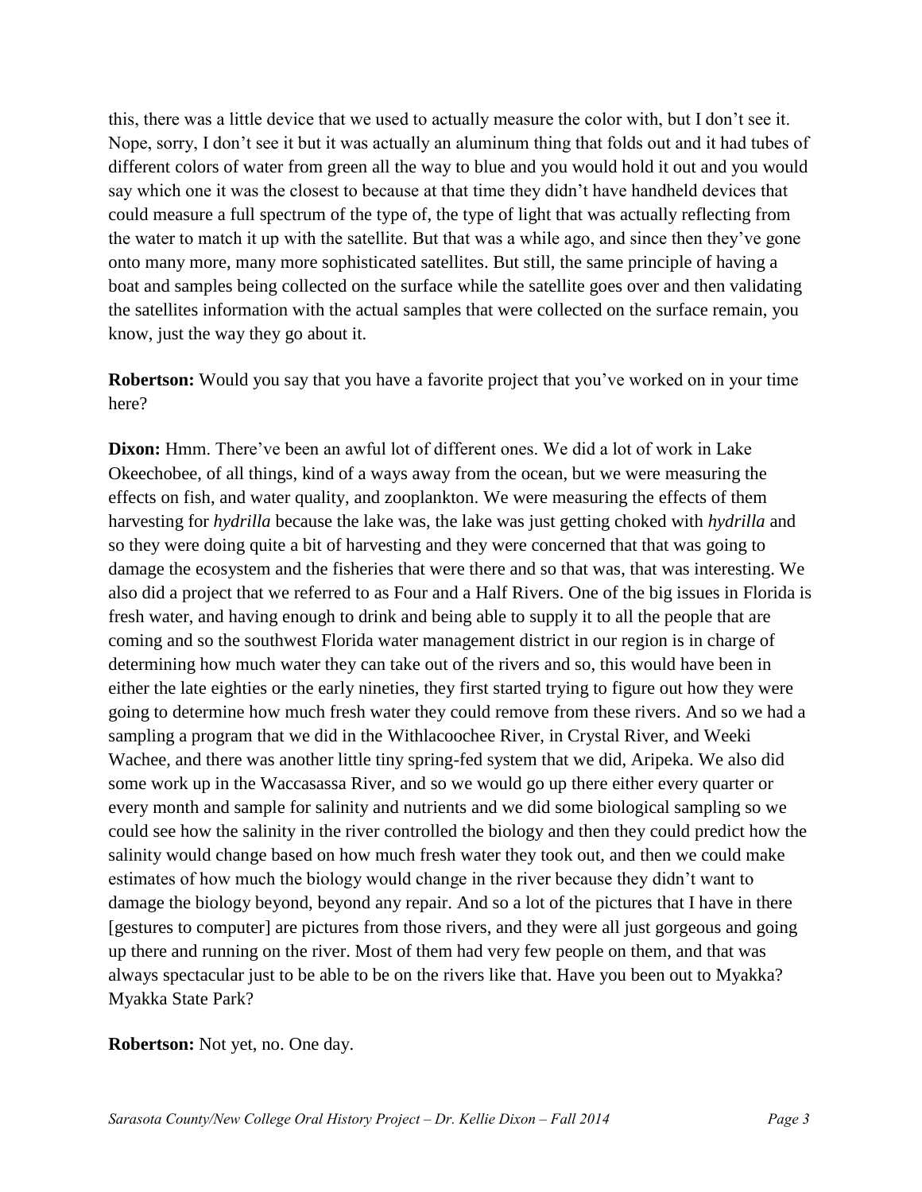this, there was a little device that we used to actually measure the color with, but I don't see it. Nope, sorry, I don't see it but it was actually an aluminum thing that folds out and it had tubes of different colors of water from green all the way to blue and you would hold it out and you would say which one it was the closest to because at that time they didn't have handheld devices that could measure a full spectrum of the type of, the type of light that was actually reflecting from the water to match it up with the satellite. But that was a while ago, and since then they've gone onto many more, many more sophisticated satellites. But still, the same principle of having a boat and samples being collected on the surface while the satellite goes over and then validating the satellites information with the actual samples that were collected on the surface remain, you know, just the way they go about it.

**Robertson:** Would you say that you have a favorite project that you've worked on in your time here?

**Dixon:** Hmm. There've been an awful lot of different ones. We did a lot of work in Lake Okeechobee, of all things, kind of a ways away from the ocean, but we were measuring the effects on fish, and water quality, and zooplankton. We were measuring the effects of them harvesting for *hydrilla* because the lake was, the lake was just getting choked with *hydrilla* and so they were doing quite a bit of harvesting and they were concerned that that was going to damage the ecosystem and the fisheries that were there and so that was, that was interesting. We also did a project that we referred to as Four and a Half Rivers. One of the big issues in Florida is fresh water, and having enough to drink and being able to supply it to all the people that are coming and so the southwest Florida water management district in our region is in charge of determining how much water they can take out of the rivers and so, this would have been in either the late eighties or the early nineties, they first started trying to figure out how they were going to determine how much fresh water they could remove from these rivers. And so we had a sampling a program that we did in the Withlacoochee River, in Crystal River, and Weeki Wachee, and there was another little tiny spring-fed system that we did, Aripeka. We also did some work up in the Waccasassa River, and so we would go up there either every quarter or every month and sample for salinity and nutrients and we did some biological sampling so we could see how the salinity in the river controlled the biology and then they could predict how the salinity would change based on how much fresh water they took out, and then we could make estimates of how much the biology would change in the river because they didn't want to damage the biology beyond, beyond any repair. And so a lot of the pictures that I have in there [gestures to computer] are pictures from those rivers, and they were all just gorgeous and going up there and running on the river. Most of them had very few people on them, and that was always spectacular just to be able to be on the rivers like that. Have you been out to Myakka? Myakka State Park?

**Robertson:** Not yet, no. One day.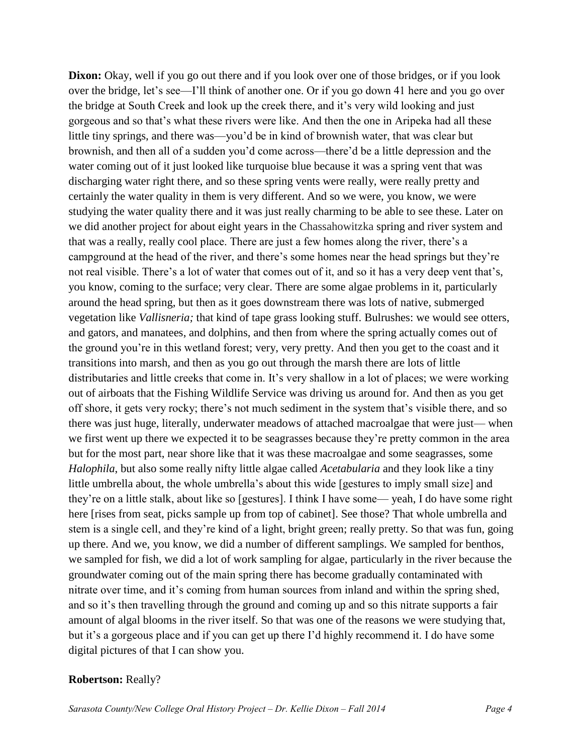**Dixon:** Okay, well if you go out there and if you look over one of those bridges, or if you look over the bridge, let's see—I'll think of another one. Or if you go down 41 here and you go over the bridge at South Creek and look up the creek there, and it's very wild looking and just gorgeous and so that's what these rivers were like. And then the one in Aripeka had all these little tiny springs, and there was—you'd be in kind of brownish water, that was clear but brownish, and then all of a sudden you'd come across—there'd be a little depression and the water coming out of it just looked like turquoise blue because it was a spring vent that was discharging water right there, and so these spring vents were really, were really pretty and certainly the water quality in them is very different. And so we were, you know, we were studying the water quality there and it was just really charming to be able to see these. Later on we did another project for about eight years in the Chassahowitzka spring and river system and that was a really, really cool place. There are just a few homes along the river, there's a campground at the head of the river, and there's some homes near the head springs but they're not real visible. There's a lot of water that comes out of it, and so it has a very deep vent that's, you know, coming to the surface; very clear. There are some algae problems in it, particularly around the head spring, but then as it goes downstream there was lots of native, submerged vegetation like *Vallisneria;* that kind of tape grass looking stuff. Bulrushes: we would see otters, and gators, and manatees, and dolphins, and then from where the spring actually comes out of the ground you're in this wetland forest; very, very pretty. And then you get to the coast and it transitions into marsh, and then as you go out through the marsh there are lots of little distributaries and little creeks that come in. It's very shallow in a lot of places; we were working out of airboats that the Fishing Wildlife Service was driving us around for. And then as you get off shore, it gets very rocky; there's not much sediment in the system that's visible there, and so there was just huge, literally, underwater meadows of attached macroalgae that were just— when we first went up there we expected it to be seagrasses because they're pretty common in the area but for the most part, near shore like that it was these macroalgae and some seagrasses, some *Halophila*, but also some really nifty little algae called *Acetabularia* and they look like a tiny little umbrella about, the whole umbrella's about this wide [gestures to imply small size] and they're on a little stalk, about like so [gestures]. I think I have some— yeah, I do have some right here [rises from seat, picks sample up from top of cabinet]. See those? That whole umbrella and stem is a single cell, and they're kind of a light, bright green; really pretty. So that was fun, going up there. And we, you know, we did a number of different samplings. We sampled for benthos, we sampled for fish, we did a lot of work sampling for algae, particularly in the river because the groundwater coming out of the main spring there has become gradually contaminated with nitrate over time, and it's coming from human sources from inland and within the spring shed, and so it's then travelling through the ground and coming up and so this nitrate supports a fair amount of algal blooms in the river itself. So that was one of the reasons we were studying that, but it's a gorgeous place and if you can get up there I'd highly recommend it. I do have some digital pictures of that I can show you.

**Robertson:** Really?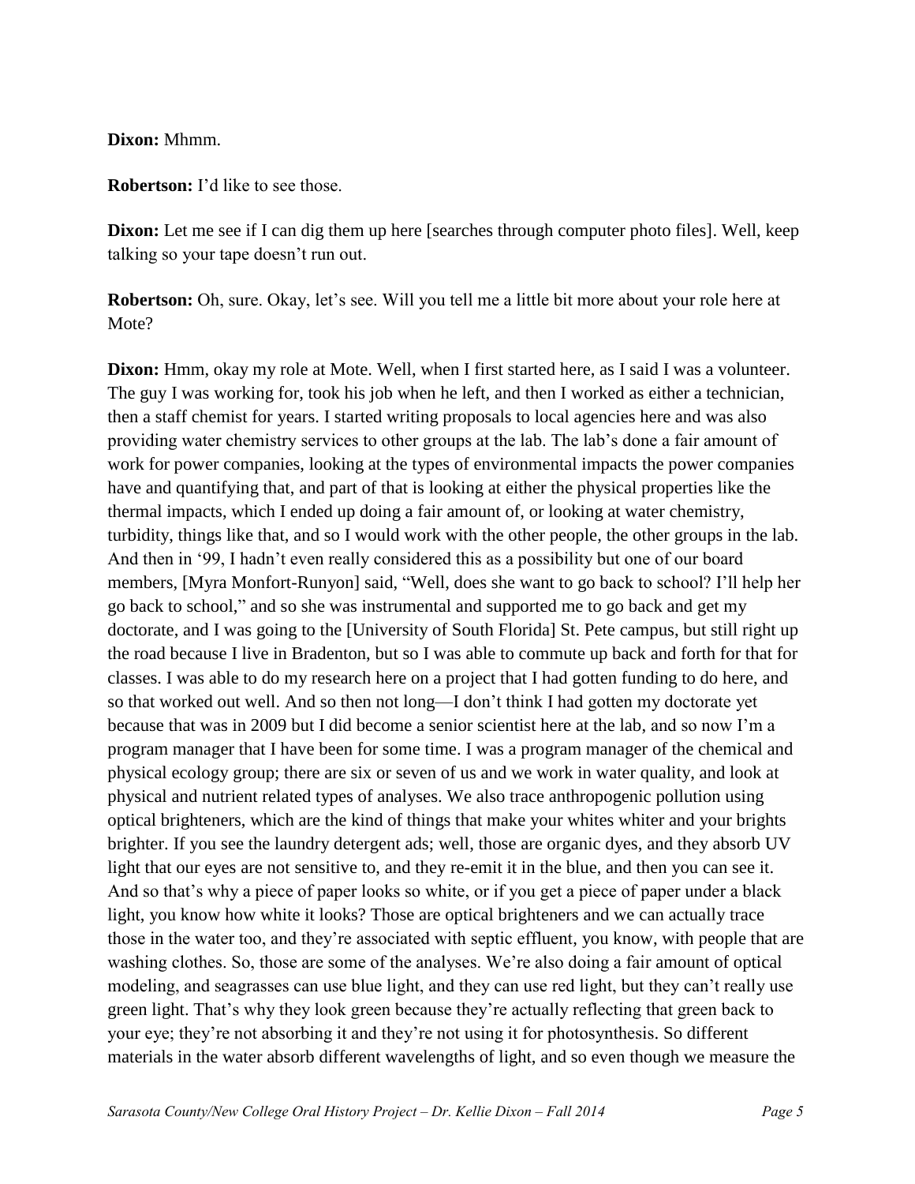**Dixon:** Mhmm.

**Robertson:** I'd like to see those.

**Dixon:** Let me see if I can dig them up here [searches through computer photo files]. Well, keep talking so your tape doesn't run out.

**Robertson:** Oh, sure. Okay, let's see. Will you tell me a little bit more about your role here at Mote?

**Dixon:** Hmm, okay my role at Mote. Well, when I first started here, as I said I was a volunteer. The guy I was working for, took his job when he left, and then I worked as either a technician, then a staff chemist for years. I started writing proposals to local agencies here and was also providing water chemistry services to other groups at the lab. The lab's done a fair amount of work for power companies, looking at the types of environmental impacts the power companies have and quantifying that, and part of that is looking at either the physical properties like the thermal impacts, which I ended up doing a fair amount of, or looking at water chemistry, turbidity, things like that, and so I would work with the other people, the other groups in the lab. And then in '99, I hadn't even really considered this as a possibility but one of our board members, [Myra Monfort-Runyon] said, "Well, does she want to go back to school? I'll help her go back to school," and so she was instrumental and supported me to go back and get my doctorate, and I was going to the [University of South Florida] St. Pete campus, but still right up the road because I live in Bradenton, but so I was able to commute up back and forth for that for classes. I was able to do my research here on a project that I had gotten funding to do here, and so that worked out well. And so then not long—I don't think I had gotten my doctorate yet because that was in 2009 but I did become a senior scientist here at the lab, and so now I'm a program manager that I have been for some time. I was a program manager of the chemical and physical ecology group; there are six or seven of us and we work in water quality, and look at physical and nutrient related types of analyses. We also trace anthropogenic pollution using optical brighteners, which are the kind of things that make your whites whiter and your brights brighter. If you see the laundry detergent ads; well, those are organic dyes, and they absorb UV light that our eyes are not sensitive to, and they re-emit it in the blue, and then you can see it. And so that's why a piece of paper looks so white, or if you get a piece of paper under a black light, you know how white it looks? Those are optical brighteners and we can actually trace those in the water too, and they're associated with septic effluent, you know, with people that are washing clothes. So, those are some of the analyses. We're also doing a fair amount of optical modeling, and seagrasses can use blue light, and they can use red light, but they can't really use green light. That's why they look green because they're actually reflecting that green back to your eye; they're not absorbing it and they're not using it for photosynthesis. So different materials in the water absorb different wavelengths of light, and so even though we measure the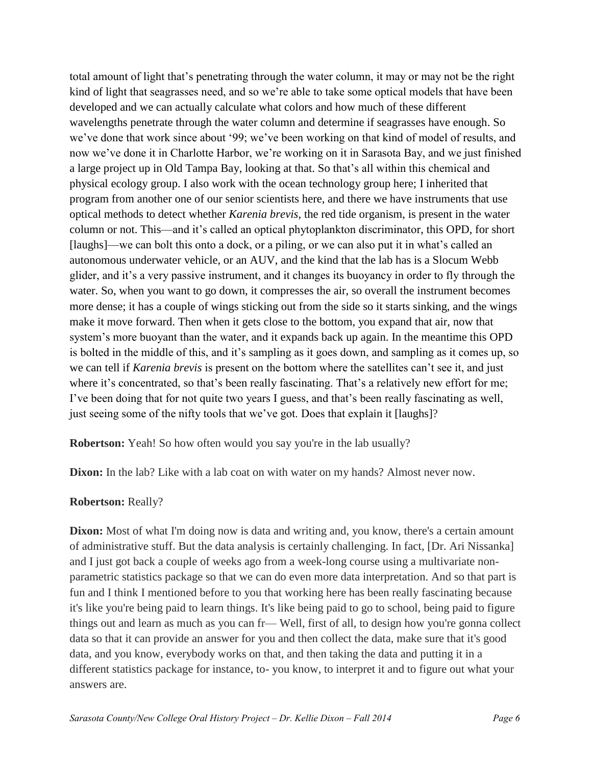total amount of light that's penetrating through the water column, it may or may not be the right kind of light that seagrasses need, and so we're able to take some optical models that have been developed and we can actually calculate what colors and how much of these different wavelengths penetrate through the water column and determine if seagrasses have enough. So we've done that work since about '99; we've been working on that kind of model of results, and now we've done it in Charlotte Harbor, we're working on it in Sarasota Bay, and we just finished a large project up in Old Tampa Bay, looking at that. So that's all within this chemical and physical ecology group. I also work with the ocean technology group here; I inherited that program from another one of our senior scientists here, and there we have instruments that use optical methods to detect whether *Karenia brevis*, the red tide organism, is present in the water column or not. This—and it's called an optical phytoplankton discriminator, this OPD, for short [laughs]—we can bolt this onto a dock, or a piling, or we can also put it in what's called an autonomous underwater vehicle, or an AUV, and the kind that the lab has is a Slocum Webb glider, and it's a very passive instrument, and it changes its buoyancy in order to fly through the water. So, when you want to go down, it compresses the air, so overall the instrument becomes more dense; it has a couple of wings sticking out from the side so it starts sinking, and the wings make it move forward. Then when it gets close to the bottom, you expand that air, now that system's more buoyant than the water, and it expands back up again. In the meantime this OPD is bolted in the middle of this, and it's sampling as it goes down, and sampling as it comes up, so we can tell if *Karenia brevis* is present on the bottom where the satellites can't see it, and just where it's concentrated, so that's been really fascinating. That's a relatively new effort for me; I've been doing that for not quite two years I guess, and that's been really fascinating as well, just seeing some of the nifty tools that we've got. Does that explain it [laughs]?

**Robertson:** Yeah! So how often would you say you're in the lab usually?

**Dixon:** In the lab? Like with a lab coat on with water on my hands? Almost never now.

**Robertson:** Really?

**Dixon:** Most of what I'm doing now is data and writing and, you know, there's a certain amount of administrative stuff. But the data analysis is certainly challenging. In fact, [Dr. Ari Nissanka] and I just got back a couple of weeks ago from a week-long course using a multivariate non-parametric statistics package so that we can do even more data interpretation. And so that part is fun and I think I mentioned before to you that working here has been really fascinating because it's like you're being paid to learn things. It's like being paid to go to school, being paid to figure things out and learn as much as you can fr— Well, first of all, to design how you're gonna collect data so that it can provide an answer for you and then collect the data, make sure that it's good data, and you know, everybody works on that, and then taking the data and putting it in a different statistics package for instance, to- you know, to interpret it and to figure out what your answers are.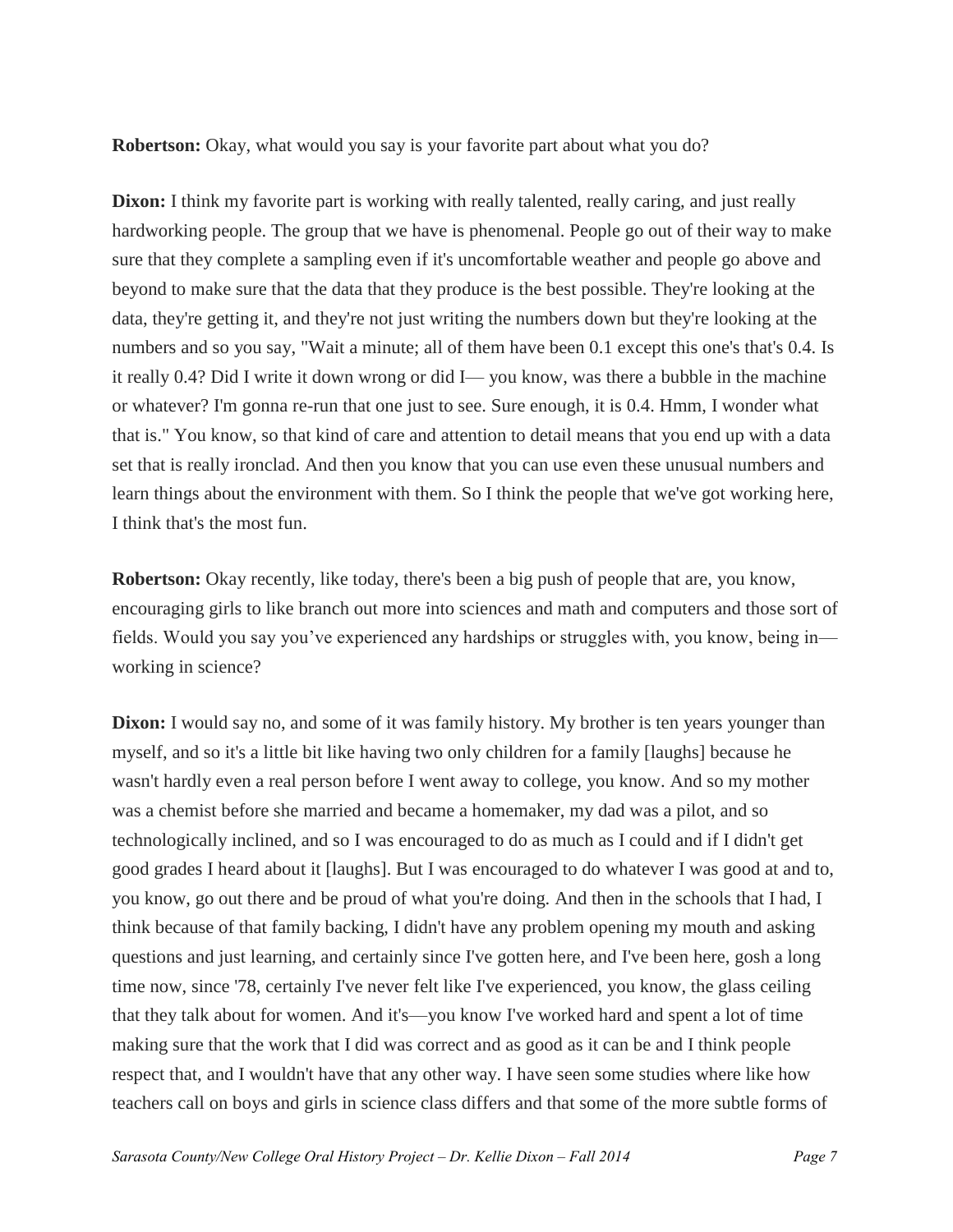**Robertson:** Okay, what would you say is your favorite part about what you do?

**Dixon:** I think my favorite part is working with really talented, really caring, and just really hardworking people. The group that we have is phenomenal. People go out of their way to make sure that they complete a sampling even if it's uncomfortable weather and people go above and beyond to make sure that the data that they produce is the best possible. They're looking at the data, they're getting it, and they're not just writing the numbers down but they're looking at the numbers and so you say, "Wait a minute; all of them have been 0.1 except this one's that's 0.4. Is it really 0.4? Did I write it down wrong or did I— you know, was there a bubble in the machine or whatever? I'm gonna re-run that one just to see. Sure enough, it is 0.4. Hmm, I wonder what that is." You know, so that kind of care and attention to detail means that you end up with a data set that is really ironclad. And then you know that you can use even these unusual numbers and learn things about the environment with them. So I think the people that we've got working here, I think that's the most fun.

**Robertson:** Okay recently, like today, there's been a big push of people that are, you know, encouraging girls to like branch out more into sciences and math and computers and those sort of fields. Would you say you've experienced any hardships or struggles with, you know, being in—working in science?

**Dixon:** I would say no, and some of it was family history. My brother is ten years younger than myself, and so it's a little bit like having two only children for a family [laughs] because he wasn't hardly even a real person before I went away to college, you know. And so my mother was a chemist before she married and became a homemaker, my dad was a pilot, and so technologically inclined, and so I was encouraged to do as much as I could and if I didn't get good grades I heard about it [laughs]. But I was encouraged to do whatever I was good at and to, you know, go out there and be proud of what you're doing. And then in the schools that I had, I think because of that family backing, I didn't have any problem opening my mouth and asking questions and just learning, and certainly since I've gotten here, and I've been here, gosh a long time now, since '78, certainly I've never felt like I've experienced, you know, the glass ceiling that they talk about for women. And it's—you know I've worked hard and spent a lot of time making sure that the work that I did was correct and as good as it can be and I think people respect that, and I wouldn't have that any other way. I have seen some studies where like how teachers call on boys and girls in science class differs and that some of the more subtle forms of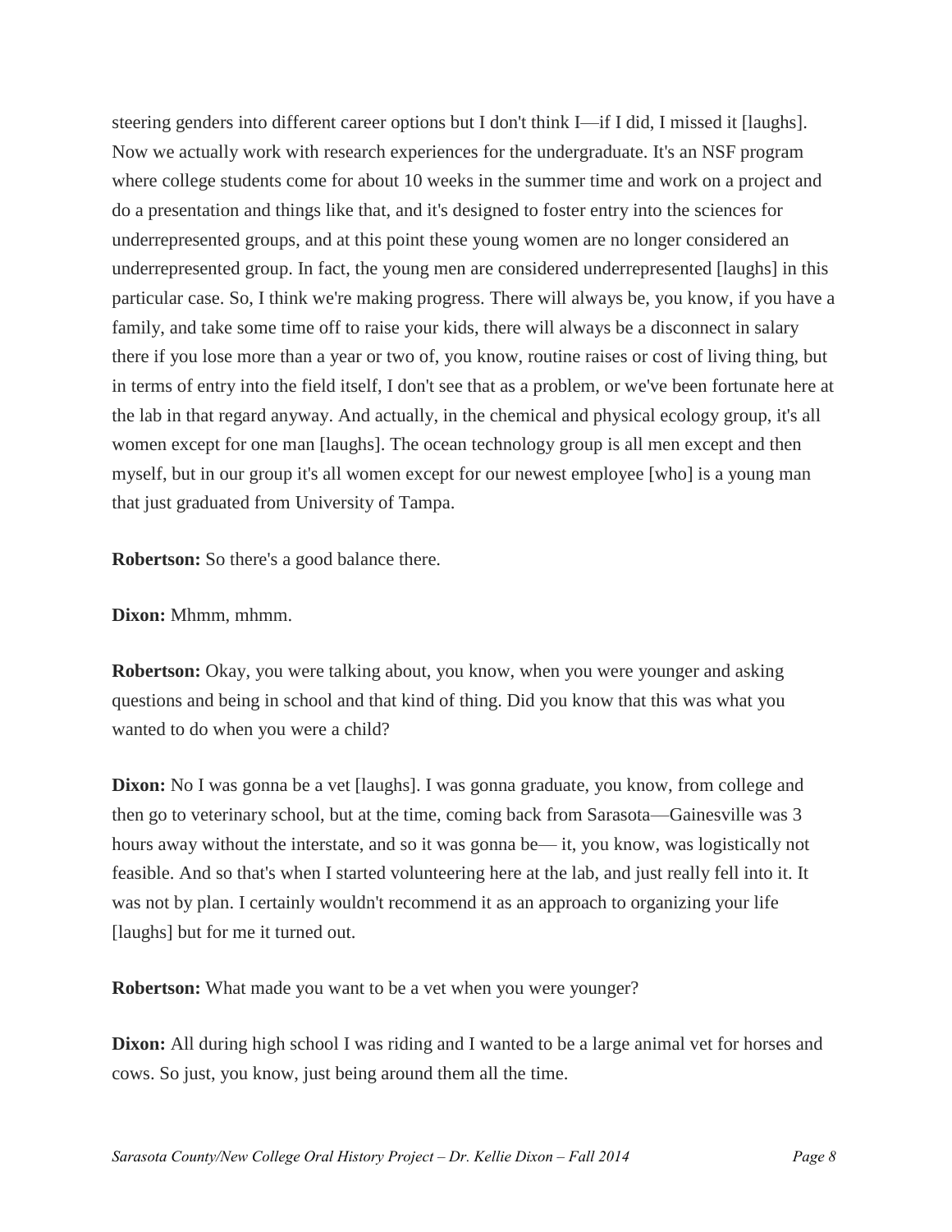steering genders into different career options but I don't think I—if I did, I missed it [laughs]. Now we actually work with research experiences for the undergraduate. It's an NSF program where college students come for about 10 weeks in the summer time and work on a project and do a presentation and things like that, and it's designed to foster entry into the sciences for underrepresented groups, and at this point these young women are no longer considered an underrepresented group. In fact, the young men are considered underrepresented [laughs] in this particular case. So, I think we're making progress. There will always be, you know, if you have a family, and take some time off to raise your kids, there will always be a disconnect in salary there if you lose more than a year or two of, you know, routine raises or cost of living thing, but in terms of entry into the field itself, I don't see that as a problem, or we've been fortunate here at the lab in that regard anyway. And actually, in the chemical and physical ecology group, it's all women except for one man [laughs]. The ocean technology group is all men except and then myself, but in our group it's all women except for our newest employee [who] is a young man that just graduated from University of Tampa.

**Robertson:** So there's a good balance there.

**Dixon:** Mhmm, mhmm.

**Robertson:** Okay, you were talking about, you know, when you were younger and asking questions and being in school and that kind of thing. Did you know that this was what you wanted to do when you were a child?

**Dixon:** No I was gonna be a vet [laughs]. I was gonna graduate, you know, from college and then go to veterinary school, but at the time, coming back from Sarasota—Gainesville was 3 hours away without the interstate, and so it was gonna be— it, you know, was logistically not feasible. And so that's when I started volunteering here at the lab, and just really fell into it. It was not by plan. I certainly wouldn't recommend it as an approach to organizing your life [laughs] but for me it turned out.

**Robertson:** What made you want to be a vet when you were younger?

**Dixon:** All during high school I was riding and I wanted to be a large animal vet for horses and cows. So just, you know, just being around them all the time.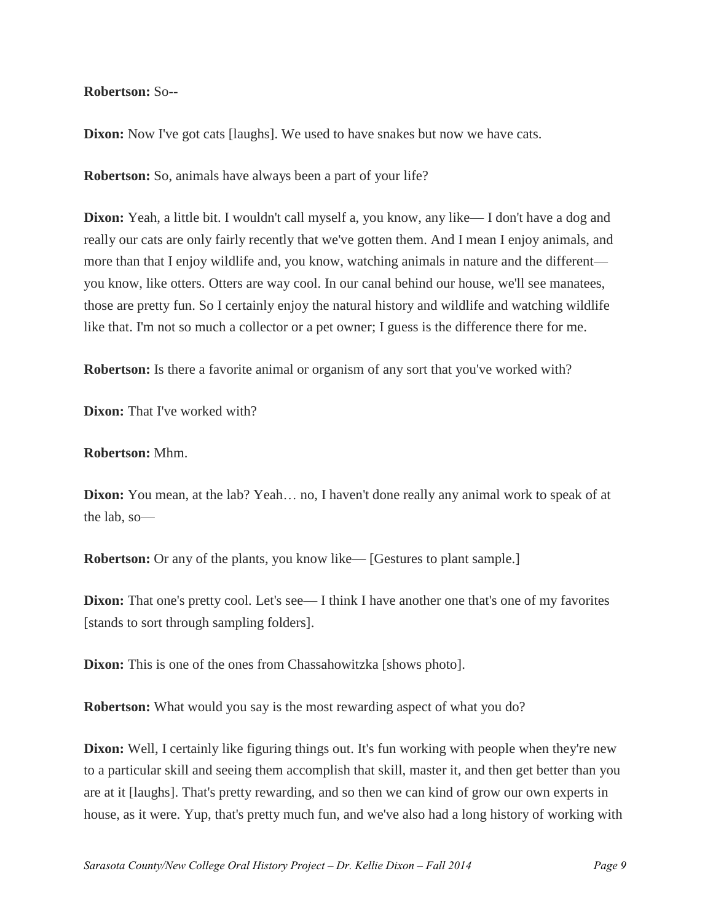**Robertson:** So--

**Dixon:** Now I've got cats [laughs]. We used to have snakes but now we have cats.

**Robertson:** So, animals have always been a part of your life?

**Dixon:** Yeah, a little bit. I wouldn't call myself a, you know, any like— I don't have a dog and really our cats are only fairly recently that we've gotten them. And I mean I enjoy animals, and more than that I enjoy wildlife and, you know, watching animals in nature and the different— you know, like otters. Otters are way cool. In our canal behind our house, we'll see manatees, those are pretty fun. So I certainly enjoy the natural history and wildlife and watching wildlife like that. I'm not so much a collector or a pet owner; I guess is the difference there for me.

**Robertson:** Is there a favorite animal or organism of any sort that you've worked with?

**Dixon:** That I've worked with?

**Robertson:** Mhm.

**Dixon:** You mean, at the lab? Yeah… no, I haven't done really any animal work to speak of at the lab, so—

**Robertson:** Or any of the plants, you know like— [Gestures to plant sample.]

**Dixon:** That one's pretty cool. Let's see— I think I have another one that's one of my favorites [stands to sort through sampling folders].

**Dixon:** This is one of the ones from Chassahowitzka [shows photo].

**Robertson:** What would you say is the most rewarding aspect of what you do?

**Dixon:** Well, I certainly like figuring things out. It's fun working with people when they're new to a particular skill and seeing them accomplish that skill, master it, and then get better than you are at it [laughs]. That's pretty rewarding, and so then we can kind of grow our own experts in house, as it were. Yup, that's pretty much fun, and we've also had a long history of working with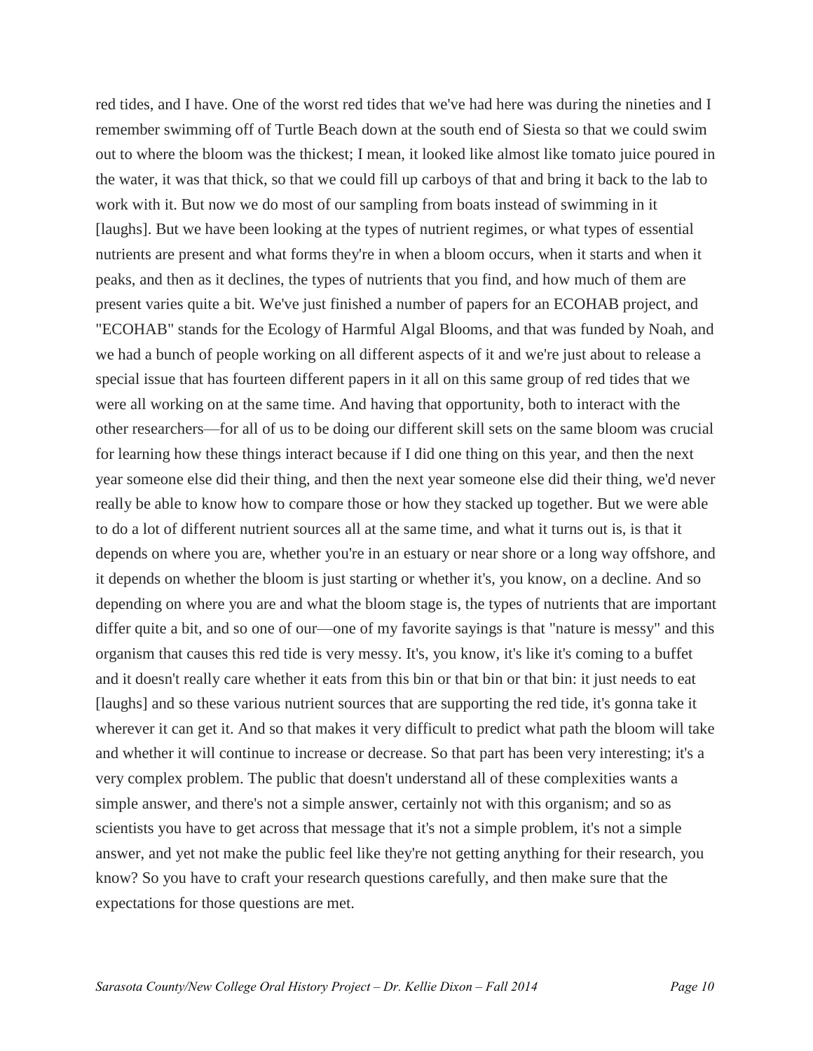red tides, and I have. One of the worst red tides that we've had here was during the nineties and I remember swimming off of Turtle Beach down at the south end of Siesta so that we could swim out to where the bloom was the thickest; I mean, it looked like almost like tomato juice poured in the water, it was that thick, so that we could fill up carboys of that and bring it back to the lab to work with it. But now we do most of our sampling from boats instead of swimming in it [laughs]. But we have been looking at the types of nutrient regimes, or what types of essential nutrients are present and what forms they're in when a bloom occurs, when it starts and when it peaks, and then as it declines, the types of nutrients that you find, and how much of them are present varies quite a bit. We've just finished a number of papers for an ECOHAB project, and "ECOHAB" stands for the Ecology of Harmful Algal Blooms, and that was funded by Noah, and we had a bunch of people working on all different aspects of it and we're just about to release a special issue that has fourteen different papers in it all on this same group of red tides that we were all working on at the same time. And having that opportunity, both to interact with the other researchers—for all of us to be doing our different skill sets on the same bloom was crucial for learning how these things interact because if I did one thing on this year, and then the next year someone else did their thing, and then the next year someone else did their thing, we'd never really be able to know how to compare those or how they stacked up together. But we were able to do a lot of different nutrient sources all at the same time, and what it turns out is, is that it depends on where you are, whether you're in an estuary or near shore or a long way offshore, and it depends on whether the bloom is just starting or whether it's, you know, on a decline. And so depending on where you are and what the bloom stage is, the types of nutrients that are important differ quite a bit, and so one of our—one of my favorite sayings is that "nature is messy" and this organism that causes this red tide is very messy. It's, you know, it's like it's coming to a buffet and it doesn't really care whether it eats from this bin or that bin or that bin: it just needs to eat [laughs] and so these various nutrient sources that are supporting the red tide, it's gonna take it wherever it can get it. And so that makes it very difficult to predict what path the bloom will take and whether it will continue to increase or decrease. So that part has been very interesting; it's a very complex problem. The public that doesn't understand all of these complexities wants a simple answer, and there's not a simple answer, certainly not with this organism; and so as scientists you have to get across that message that it's not a simple problem, it's not a simple answer, and yet not make the public feel like they're not getting anything for their research, you know? So you have to craft your research questions carefully, and then make sure that the expectations for those questions are met.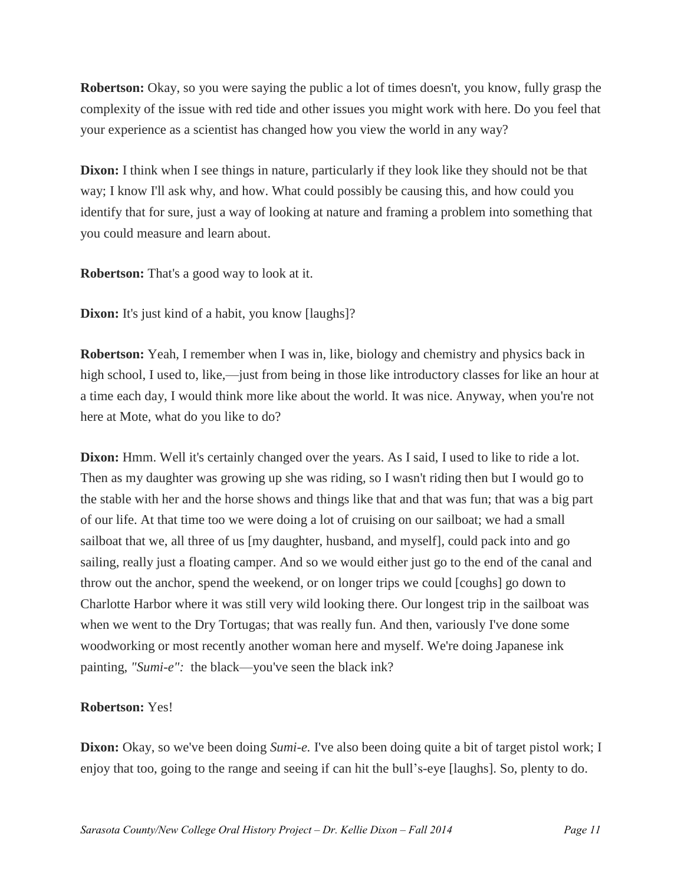**Robertson:** Okay, so you were saying the public a lot of times doesn't, you know, fully grasp the complexity of the issue with red tide and other issues you might work with here. Do you feel that your experience as a scientist has changed how you view the world in any way?

**Dixon:** I think when I see things in nature, particularly if they look like they should not be that way; I know I'll ask why, and how. What could possibly be causing this, and how could you identify that for sure, just a way of looking at nature and framing a problem into something that you could measure and learn about.

**Robertson:** That's a good way to look at it.

**Dixon:** It's just kind of a habit, you know [laughs]?

**Robertson:** Yeah, I remember when I was in, like, biology and chemistry and physics back in high school, I used to, like,—just from being in those like introductory classes for like an hour at a time each day, I would think more like about the world. It was nice. Anyway, when you're not here at Mote, what do you like to do?

**Dixon:** Hmm. Well it's certainly changed over the years. As I said, I used to like to ride a lot. Then as my daughter was growing up she was riding, so I wasn't riding then but I would go to the stable with her and the horse shows and things like that and that was fun; that was a big part of our life. At that time too we were doing a lot of cruising on our sailboat; we had a small sailboat that we, all three of us [my daughter, husband, and myself], could pack into and go sailing, really just a floating camper. And so we would either just go to the end of the canal and throw out the anchor, spend the weekend, or on longer trips we could [coughs] go down to Charlotte Harbor where it was still very wild looking there. Our longest trip in the sailboat was when we went to the Dry Tortugas; that was really fun. And then, variously I've done some woodworking or most recently another woman here and myself. We're doing Japanese ink painting, *"Sumi-e":* the black—you've seen the black ink?

**Robertson:** Yes!

**Dixon:** Okay, so we've been doing *Sumi-e.* I've also been doing quite a bit of target pistol work; I enjoy that too, going to the range and seeing if can hit the bull's-eye [laughs]. So, plenty to do.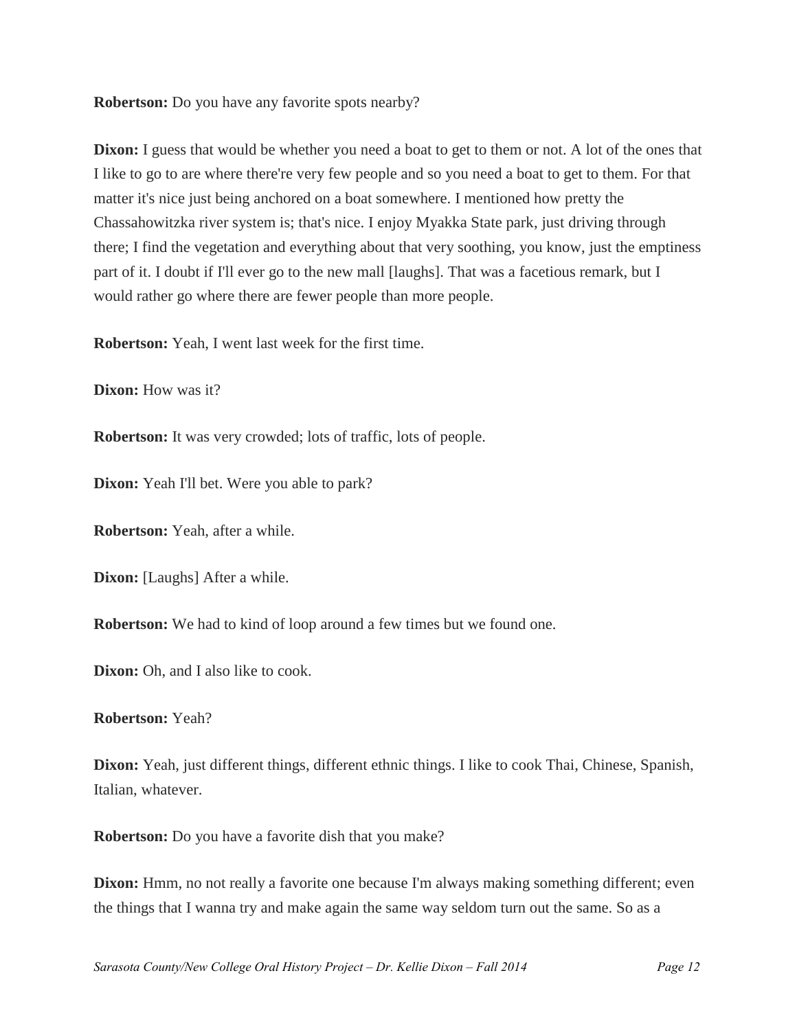**Robertson:** Do you have any favorite spots nearby?

**Dixon:** I guess that would be whether you need a boat to get to them or not. A lot of the ones that I like to go to are where there're very few people and so you need a boat to get to them. For that matter it's nice just being anchored on a boat somewhere. I mentioned how pretty the Chassahowitzka river system is; that's nice. I enjoy Myakka State park, just driving through there; I find the vegetation and everything about that very soothing, you know, just the emptiness part of it. I doubt if I'll ever go to the new mall [laughs]. That was a facetious remark, but I would rather go where there are fewer people than more people.

**Robertson:** Yeah, I went last week for the first time.

**Dixon:** How was it?

**Robertson:** It was very crowded; lots of traffic, lots of people.

**Dixon:** Yeah I'll bet. Were you able to park?

**Robertson:** Yeah, after a while.

**Dixon:** [Laughs] After a while.

**Robertson:** We had to kind of loop around a few times but we found one.

**Dixon:** Oh, and I also like to cook.

**Robertson:** Yeah?

**Dixon:** Yeah, just different things, different ethnic things. I like to cook Thai, Chinese, Spanish, Italian, whatever.

**Robertson:** Do you have a favorite dish that you make?

**Dixon:** Hmm, no not really a favorite one because I'm always making something different; even the things that I wanna try and make again the same way seldom turn out the same. So as a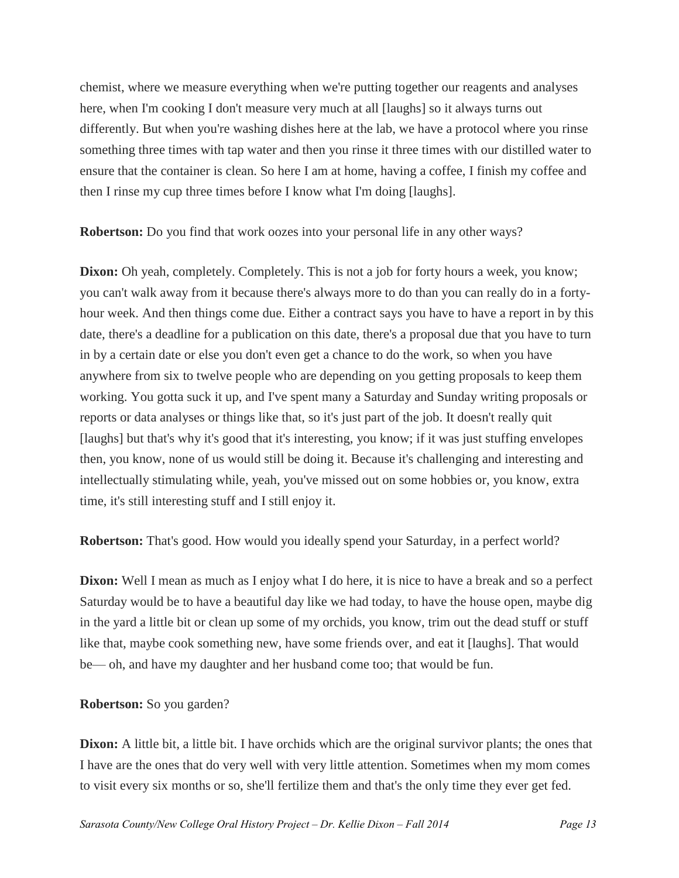chemist, where we measure everything when we're putting together our reagents and analyses here, when I'm cooking I don't measure very much at all [laughs] so it always turns out differently. But when you're washing dishes here at the lab, we have a protocol where you rinse something three times with tap water and then you rinse it three times with our distilled water to ensure that the container is clean. So here I am at home, having a coffee, I finish my coffee and then I rinse my cup three times before I know what I'm doing [laughs].

**Robertson:** Do you find that work oozes into your personal life in any other ways?

**Dixon:** Oh yeah, completely. Completely. This is not a job for forty hours a week, you know; you can't walk away from it because there's always more to do than you can really do in a forty-hour week. And then things come due. Either a contract says you have to have a report in by this date, there's a deadline for a publication on this date, there's a proposal due that you have to turn in by a certain date or else you don't even get a chance to do the work, so when you have anywhere from six to twelve people who are depending on you getting proposals to keep them working. You gotta suck it up, and I've spent many a Saturday and Sunday writing proposals or reports or data analyses or things like that, so it's just part of the job. It doesn't really quit [laughs] but that's why it's good that it's interesting, you know; if it was just stuffing envelopes then, you know, none of us would still be doing it. Because it's challenging and interesting and intellectually stimulating while, yeah, you've missed out on some hobbies or, you know, extra time, it's still interesting stuff and I still enjoy it.

**Robertson:** That's good. How would you ideally spend your Saturday, in a perfect world?

**Dixon:** Well I mean as much as I enjoy what I do here, it is nice to have a break and so a perfect Saturday would be to have a beautiful day like we had today, to have the house open, maybe dig in the yard a little bit or clean up some of my orchids, you know, trim out the dead stuff or stuff like that, maybe cook something new, have some friends over, and eat it [laughs]. That would be— oh, and have my daughter and her husband come too; that would be fun.

**Robertson:** So you garden?

**Dixon:** A little bit, a little bit. I have orchids which are the original survivor plants; the ones that I have are the ones that do very well with very little attention. Sometimes when my mom comes to visit every six months or so, she'll fertilize them and that's the only time they ever get fed.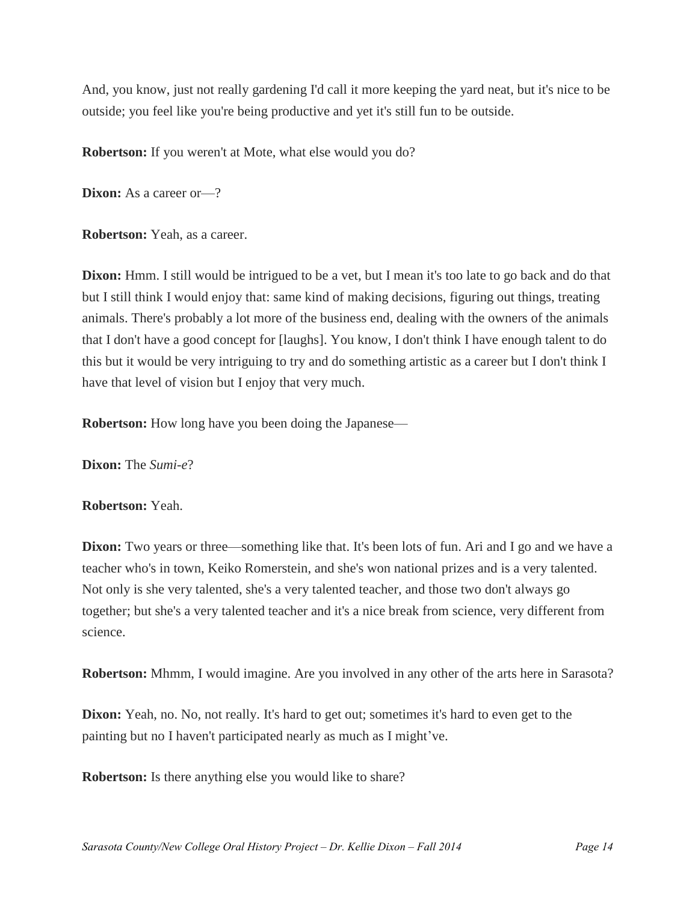And, you know, just not really gardening I'd call it more keeping the yard neat, but it's nice to be outside; you feel like you're being productive and yet it's still fun to be outside.

**Robertson:** If you weren't at Mote, what else would you do?

**Dixon:** As a career or—?

**Robertson:** Yeah, as a career.

**Dixon:** Hmm. I still would be intrigued to be a vet, but I mean it's too late to go back and do that but I still think I would enjoy that: same kind of making decisions, figuring out things, treating animals. There's probably a lot more of the business end, dealing with the owners of the animals that I don't have a good concept for [laughs]. You know, I don't think I have enough talent to do this but it would be very intriguing to try and do something artistic as a career but I don't think I have that level of vision but I enjoy that very much.

**Robertson:** How long have you been doing the Japanese—

**Dixon:** The *Sumi-e*?

**Robertson:** Yeah.

**Dixon:** Two years or three—something like that. It's been lots of fun. Ari and I go and we have a teacher who's in town, Keiko Romerstein, and she's won national prizes and is a very talented. Not only is she very talented, she's a very talented teacher, and those two don't always go together; but she's a very talented teacher and it's a nice break from science, very different from science.

**Robertson:** Mhmm, I would imagine. Are you involved in any other of the arts here in Sarasota?

**Dixon:** Yeah, no. No, not really. It's hard to get out; sometimes it's hard to even get to the painting but no I haven't participated nearly as much as I might've.

**Robertson:** Is there anything else you would like to share?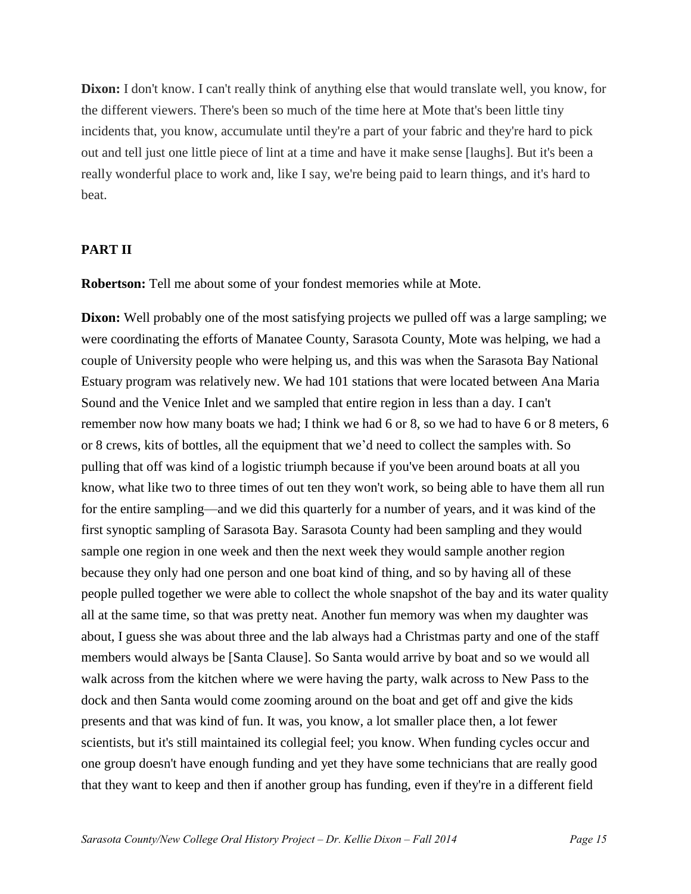**Dixon:** I don't know. I can't really think of anything else that would translate well, you know, for the different viewers. There's been so much of the time here at Mote that's been little tiny incidents that, you know, accumulate until they're a part of your fabric and they're hard to pick out and tell just one little piece of lint at a time and have it make sense [laughs]. But it's been a really wonderful place to work and, like I say, we're being paid to learn things, and it's hard to beat.

## PART II

**Robertson:** Tell me about some of your fondest memories while at Mote.

**Dixon:** Well probably one of the most satisfying projects we pulled off was a large sampling; we were coordinating the efforts of Manatee County, Sarasota County, Mote was helping, we had a couple of University people who were helping us, and this was when the Sarasota Bay National Estuary program was relatively new. We had 101 stations that were located between Ana Maria Sound and the Venice Inlet and we sampled that entire region in less than a day. I can't remember now how many boats we had; I think we had 6 or 8, so we had to have 6 or 8 meters, 6 or 8 crews, kits of bottles, all the equipment that we'd need to collect the samples with. So pulling that off was kind of a logistic triumph because if you've been around boats at all you know, what like two to three times of out ten they won't work, so being able to have them all run for the entire sampling—and we did this quarterly for a number of years, and it was kind of the first synoptic sampling of Sarasota Bay. Sarasota County had been sampling and they would sample one region in one week and then the next week they would sample another region because they only had one person and one boat kind of thing, and so by having all of these people pulled together we were able to collect the whole snapshot of the bay and its water quality all at the same time, so that was pretty neat. Another fun memory was when my daughter was about, I guess she was about three and the lab always had a Christmas party and one of the staff members would always be [Santa Clause]. So Santa would arrive by boat and so we would all walk across from the kitchen where we were having the party, walk across to New Pass to the dock and then Santa would come zooming around on the boat and get off and give the kids presents and that was kind of fun. It was, you know, a lot smaller place then, a lot fewer scientists, but it's still maintained its collegial feel; you know. When funding cycles occur and one group doesn't have enough funding and yet they have some technicians that are really good that they want to keep and then if another group has funding, even if they're in a different field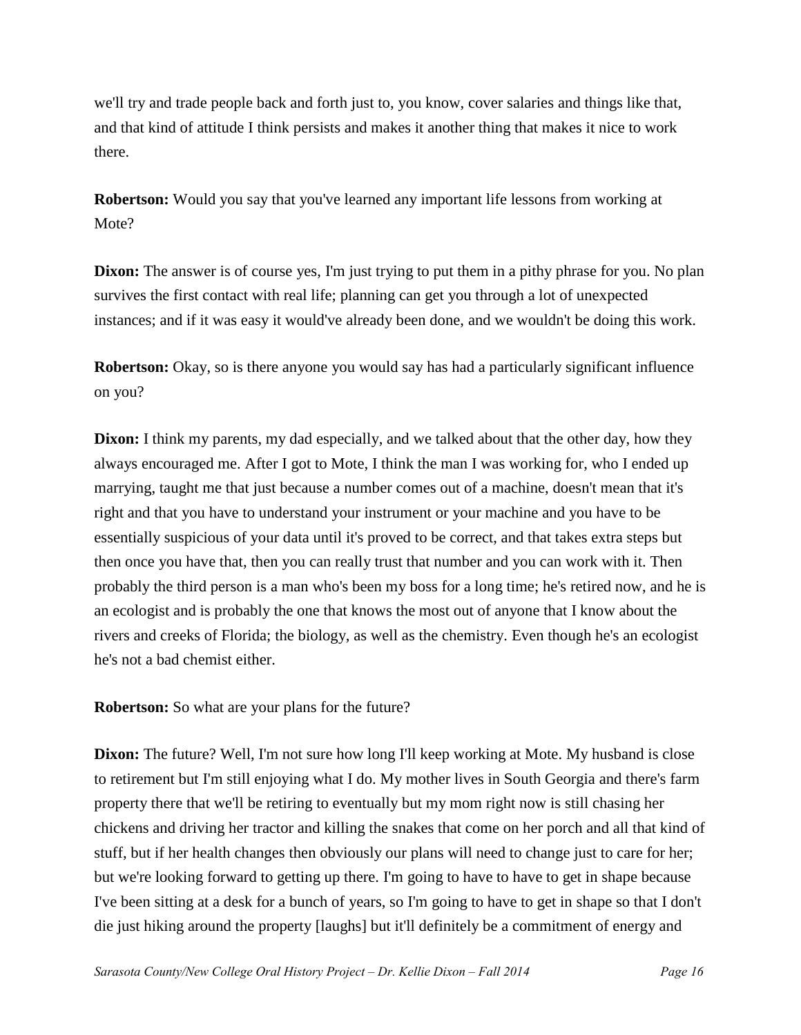we'll try and trade people back and forth just to, you know, cover salaries and things like that, and that kind of attitude I think persists and makes it another thing that makes it nice to work there.

**Robertson:** Would you say that you've learned any important life lessons from working at Mote?

**Dixon:** The answer is of course yes, I'm just trying to put them in a pithy phrase for you. No plan survives the first contact with real life; planning can get you through a lot of unexpected instances; and if it was easy it would've already been done, and we wouldn't be doing this work.

**Robertson:** Okay, so is there anyone you would say has had a particularly significant influence on you?

**Dixon:** I think my parents, my dad especially, and we talked about that the other day, how they always encouraged me. After I got to Mote, I think the man I was working for, who I ended up marrying, taught me that just because a number comes out of a machine, doesn't mean that it's right and that you have to understand your instrument or your machine and you have to be essentially suspicious of your data until it's proved to be correct, and that takes extra steps but then once you have that, then you can really trust that number and you can work with it. Then probably the third person is a man who's been my boss for a long time; he's retired now, and he is an ecologist and is probably the one that knows the most out of anyone that I know about the rivers and creeks of Florida; the biology, as well as the chemistry. Even though he's an ecologist he's not a bad chemist either.

**Robertson:** So what are your plans for the future?

**Dixon:** The future? Well, I'm not sure how long I'll keep working at Mote. My husband is close to retirement but I'm still enjoying what I do. My mother lives in South Georgia and there's farm property there that we'll be retiring to eventually but my mom right now is still chasing her chickens and driving her tractor and killing the snakes that come on her porch and all that kind of stuff, but if her health changes then obviously our plans will need to change just to care for her; but we're looking forward to getting up there. I'm going to have to have to get in shape because I've been sitting at a desk for a bunch of years, so I'm going to have to get in shape so that I don't die just hiking around the property [laughs] but it'll definitely be a commitment of energy and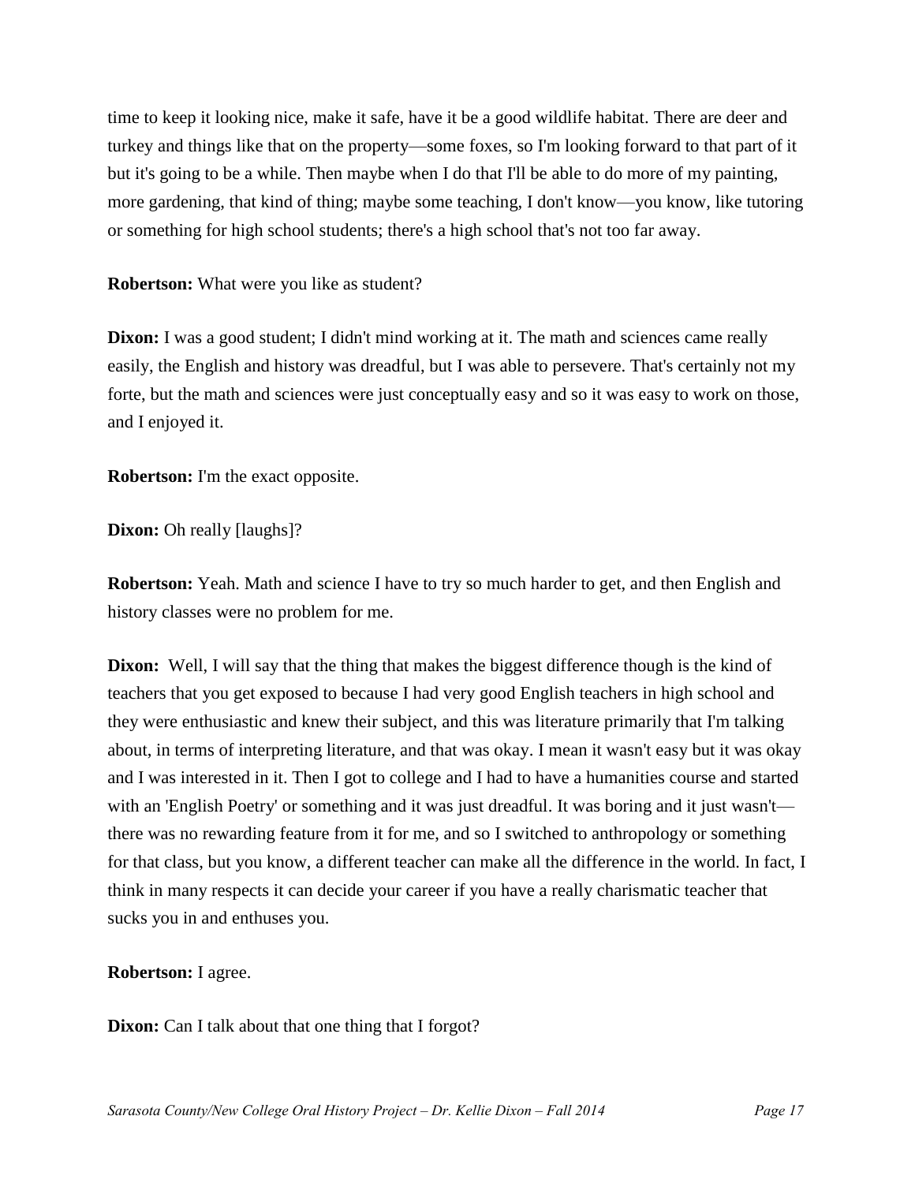time to keep it looking nice, make it safe, have it be a good wildlife habitat. There are deer and turkey and things like that on the property—some foxes, so I'm looking forward to that part of it but it's going to be a while. Then maybe when I do that I'll be able to do more of my painting, more gardening, that kind of thing; maybe some teaching, I don't know—you know, like tutoring or something for high school students; there's a high school that's not too far away.

**Robertson:** What were you like as student?

**Dixon:** I was a good student; I didn't mind working at it. The math and sciences came really easily, the English and history was dreadful, but I was able to persevere. That's certainly not my forte, but the math and sciences were just conceptually easy and so it was easy to work on those, and I enjoyed it.

**Robertson:** I'm the exact opposite.

**Dixon:** Oh really [laughs]?

**Robertson:** Yeah. Math and science I have to try so much harder to get, and then English and history classes were no problem for me.

**Dixon:** Well, I will say that the thing that makes the biggest difference though is the kind of teachers that you get exposed to because I had very good English teachers in high school and they were enthusiastic and knew their subject, and this was literature primarily that I'm talking about, in terms of interpreting literature, and that was okay. I mean it wasn't easy but it was okay and I was interested in it. Then I got to college and I had to have a humanities course and started with an 'English Poetry' or something and it was just dreadful. It was boring and it just wasn't—there was no rewarding feature from it for me, and so I switched to anthropology or something for that class, but you know, a different teacher can make all the difference in the world. In fact, I think in many respects it can decide your career if you have a really charismatic teacher that sucks you in and enthuses you.

**Robertson:** I agree.

**Dixon:** Can I talk about that one thing that I forgot?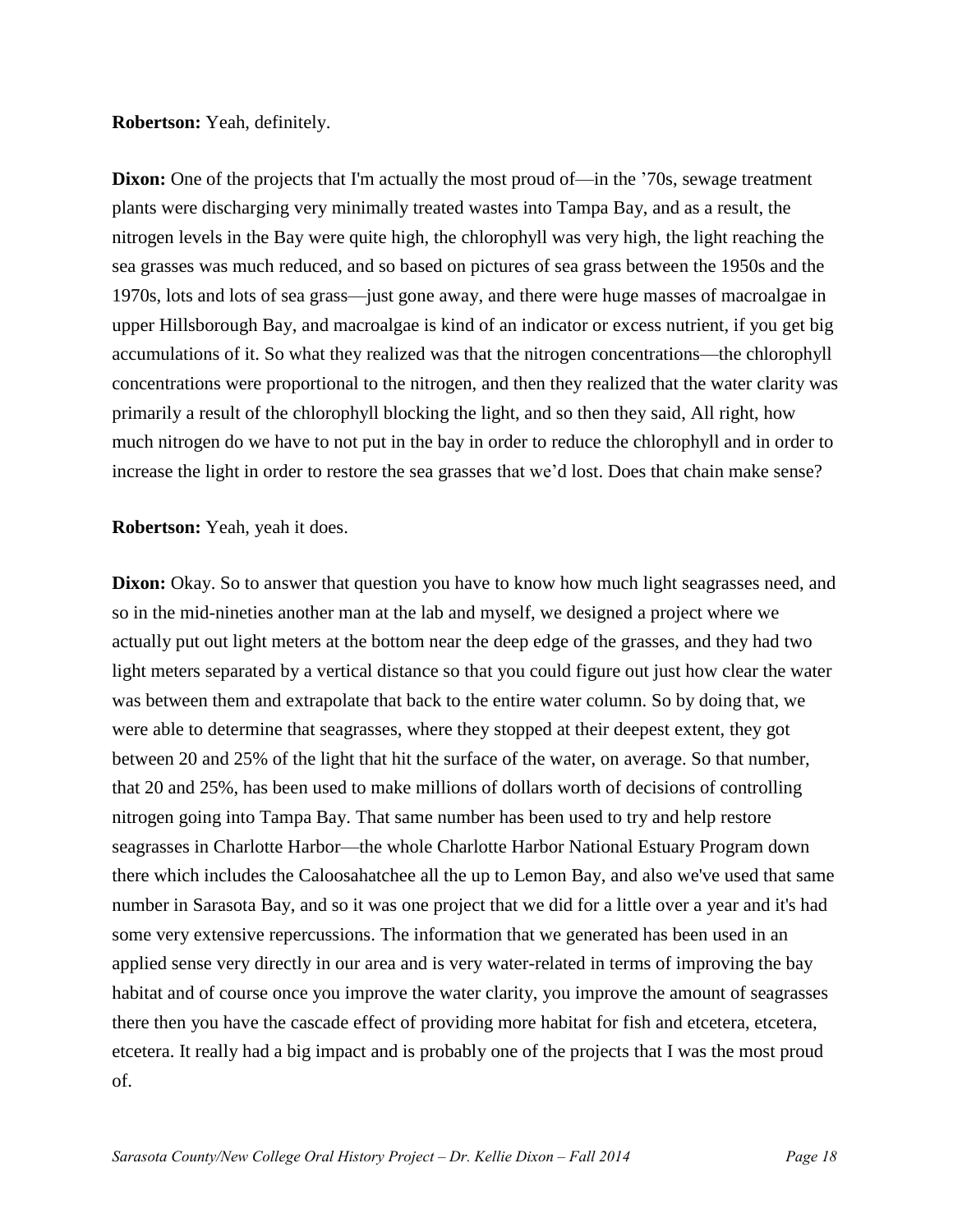**Robertson:** Yeah, definitely.

**Dixon:** One of the projects that I'm actually the most proud of—in the ’70s, sewage treatment plants were discharging very minimally treated wastes into Tampa Bay, and as a result, the nitrogen levels in the Bay were quite high, the chlorophyll was very high, the light reaching the sea grasses was much reduced, and so based on pictures of sea grass between the 1950s and the 1970s, lots and lots of sea grass—just gone away, and there were huge masses of macroalgae in upper Hillsborough Bay, and macroalgae is kind of an indicator or excess nutrient, if you get big accumulations of it. So what they realized was that the nitrogen concentrations—the chlorophyll concentrations were proportional to the nitrogen, and then they realized that the water clarity was primarily a result of the chlorophyll blocking the light, and so then they said, All right, how much nitrogen do we have to not put in the bay in order to reduce the chlorophyll and in order to increase the light in order to restore the sea grasses that we’d lost. Does that chain make sense?

**Robertson:** Yeah, yeah it does.

**Dixon:** Okay. So to answer that question you have to know how much light seagrasses need, and so in the mid-nineties another man at the lab and myself, we designed a project where we actually put out light meters at the bottom near the deep edge of the grasses, and they had two light meters separated by a vertical distance so that you could figure out just how clear the water was between them and extrapolate that back to the entire water column. So by doing that, we were able to determine that seagrasses, where they stopped at their deepest extent, they got between 20 and 25% of the light that hit the surface of the water, on average. So that number, that 20 and 25%, has been used to make millions of dollars worth of decisions of controlling nitrogen going into Tampa Bay. That same number has been used to try and help restore seagrasses in Charlotte Harbor—the whole Charlotte Harbor National Estuary Program down there which includes the Caloosahatchee all the up to Lemon Bay, and also we've used that same number in Sarasota Bay, and so it was one project that we did for a little over a year and it's had some very extensive repercussions. The information that we generated has been used in an applied sense very directly in our area and is very water-related in terms of improving the bay habitat and of course once you improve the water clarity, you improve the amount of seagrasses there then you have the cascade effect of providing more habitat for fish and etcetera, etcetera, etcetera. It really had a big impact and is probably one of the projects that I was the most proud of.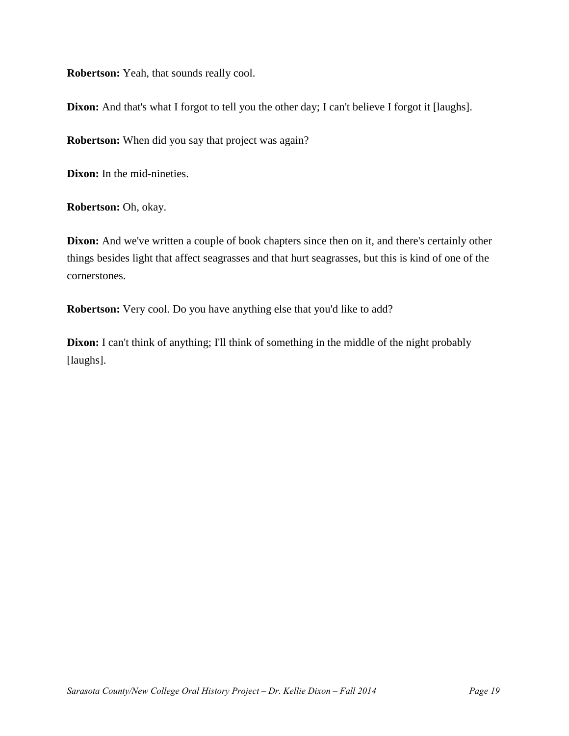**Robertson:** Yeah, that sounds really cool.

**Dixon:** And that's what I forgot to tell you the other day; I can't believe I forgot it [laughs].

**Robertson:** When did you say that project was again?

**Dixon:** In the mid-nineties.

**Robertson:** Oh, okay.

**Dixon:** And we've written a couple of book chapters since then on it, and there's certainly other things besides light that affect seagrasses and that hurt seagrasses, but this is kind of one of the cornerstones.

**Robertson:** Very cool. Do you have anything else that you'd like to add?

**Dixon:** I can't think of anything; I'll think of something in the middle of the night probably [laughs].